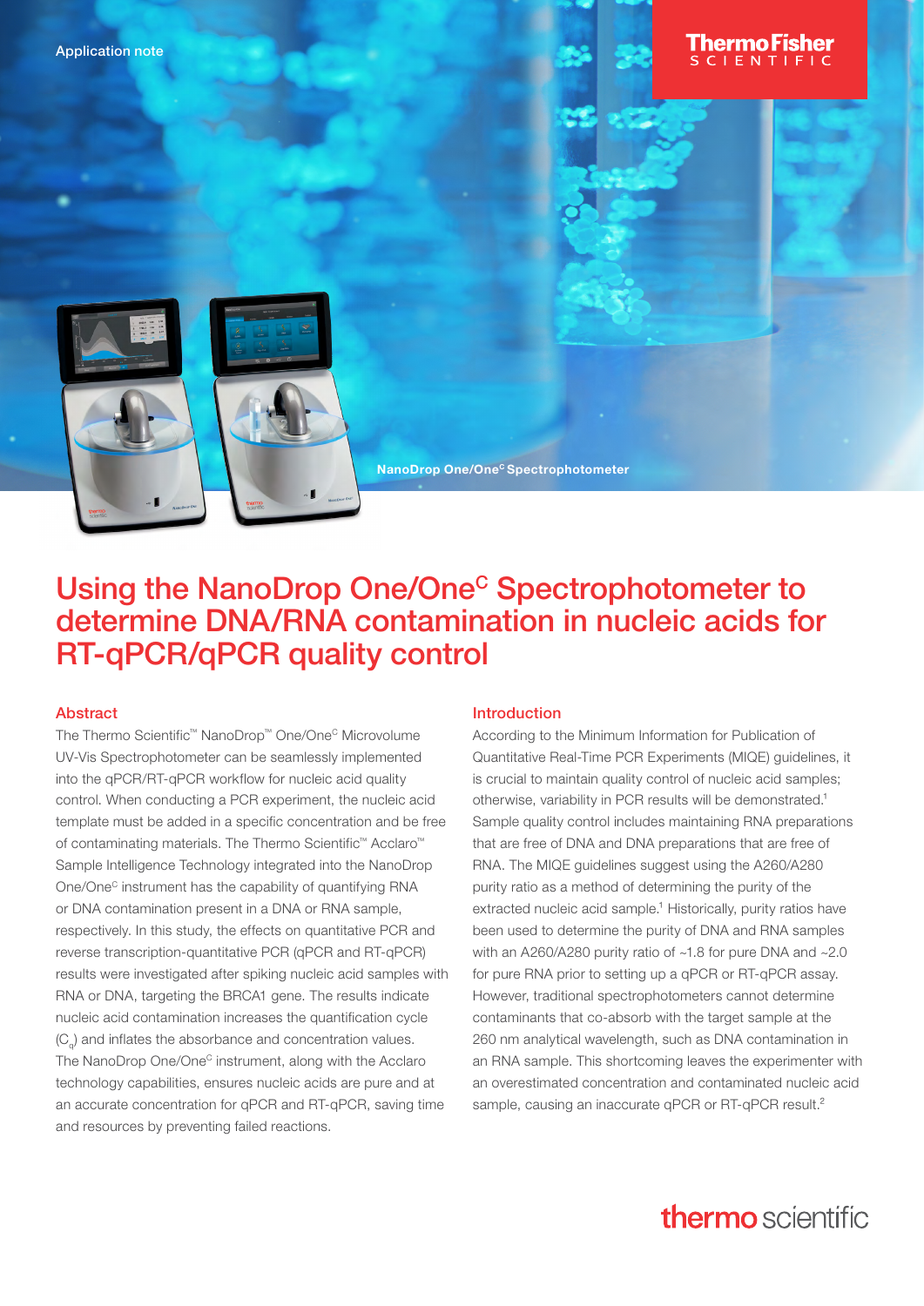Application note

NanoDrop One/One$^C$ Spectrophotometer

# Using the NanoDrop One/One$^C$ Spectrophotometer to determine DNA/RNA contamination in nucleic acids for RT-qPCR/qPCR quality control

## Abstract

The Thermo Scientific™ NanoDrop™ One/One$^C$ Microvolume UV-Vis Spectrophotometer can be seamlessly implemented into the qPCR/RT-qPCR workflow for nucleic acid quality control. When conducting a PCR experiment, the nucleic acid template must be added in a specific concentration and be free of contaminating materials. The Thermo Scientific™ Acclaro™ Sample Intelligence Technology integrated into the NanoDrop One/One$^C$ instrument has the capability of quantifying RNA or DNA contamination present in a DNA or RNA sample, respectively. In this study, the effects on quantitative PCR and reverse transcription-quantitative PCR (qPCR and RT-qPCR) results were investigated after spiking nucleic acid samples with RNA or DNA, targeting the BRCA1 gene. The results indicate nucleic acid contamination increases the quantification cycle ($C_q$) and inflates the absorbance and concentration values. The NanoDrop One/One$^C$ instrument, along with the Acclaro technology capabilities, ensures nucleic acids are pure and at an accurate concentration for qPCR and RT-qPCR, saving time and resources by preventing failed reactions.

## Introduction

According to the Minimum Information for Publication of Quantitative Real-Time PCR Experiments (MIQE) guidelines, it is crucial to maintain quality control of nucleic acid samples; otherwise, variability in PCR results will be demonstrated.[1] Sample quality control includes maintaining RNA preparations that are free of DNA and DNA preparations that are free of RNA. The MIQE guidelines suggest using the A260/A280 purity ratio as a method of determining the purity of the extracted nucleic acid sample.[1] Historically, purity ratios have been used to determine the purity of DNA and RNA samples with an A260/A280 purity ratio of ~1.8 for pure DNA and ~2.0 for pure RNA prior to setting up a qPCR or RT-qPCR assay. However, traditional spectrophotometers cannot determine contaminants that co-absorb with the target sample at the 260 nm analytical wavelength, such as DNA contamination in an RNA sample. This shortcoming leaves the experimenter with an overestimated concentration and contaminated nucleic acid sample, causing an inaccurate qPCR or RT-qPCR result.[2]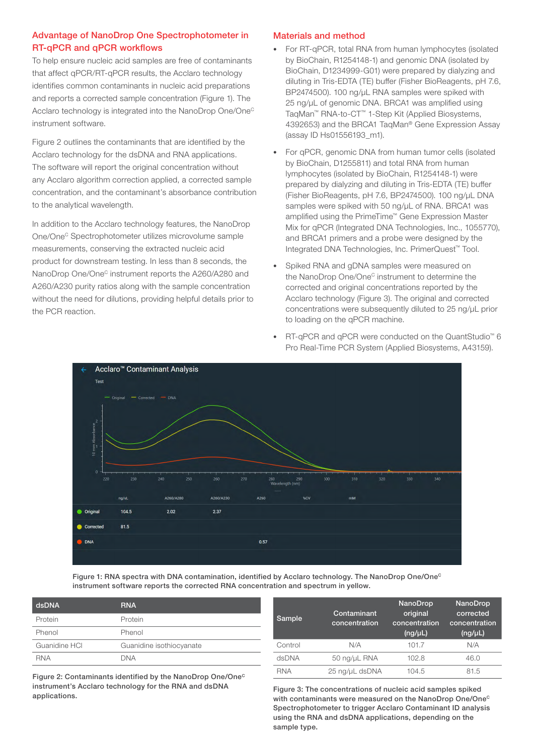## Advantage of NanoDrop One Spectrophotometer in RT-qPCR and qPCR workflows

To help ensure nucleic acid samples are free of contaminants that affect qPCR/RT-qPCR results, the Acclaro technology identifies common contaminants in nucleic acid preparations and reports a corrected sample concentration (Figure 1). The Acclaro technology is integrated into the NanoDrop One/One[C] instrument software.

Figure 2 outlines the contaminants that are identified by the Acclaro technology for the dsDNA and RNA applications. The software will report the original concentration without any Acclaro algorithm correction applied, a corrected sample concentration, and the contaminant's absorbance contribution to the analytical wavelength.

In addition to the Acclaro technology features, the NanoDrop One/One[C] Spectrophotometer utilizes microvolume sample measurements, conserving the extracted nucleic acid product for downstream testing. In less than 8 seconds, the NanoDrop One/One[C] instrument reports the A260/A280 and A260/A230 purity ratios along with the sample concentration without the need for dilutions, providing helpful details prior to the PCR reaction.

## Materials and method

- For RT-qPCR, total RNA from human lymphocytes (isolated by BioChain, R1254148-1) and genomic DNA (isolated by BioChain, D1234999-G01) were prepared by dialyzing and diluting in Tris-EDTA (TE) buffer (Fisher BioReagents, pH 7.6, BP2474500). 100 ng/µL RNA samples were spiked with 25 ng/µL of genomic DNA. BRCA1 was amplified using TaqMan™ RNA-to-CT™ 1-Step Kit (Applied Biosystems, 4392653) and the BRCA1 TaqMan® Gene Expression Assay (assay ID Hs01556193_m1).
- For qPCR, genomic DNA from human tumor cells (isolated by BioChain, D1255811) and total RNA from human lymphocytes (isolated by BioChain, R1254148-1) were prepared by dialyzing and diluting in Tris-EDTA (TE) buffer (Fisher BioReagents, pH 7.6, BP2474500). 100 ng/µL DNA samples were spiked with 50 ng/µL of RNA. BRCA1 was amplified using the PrimeTime™ Gene Expression Master Mix for qPCR (Integrated DNA Technologies, Inc., 1055770), and BRCA1 primers and a probe were designed by the Integrated DNA Technologies, Inc. PrimerQuest™ Tool.
- Spiked RNA and gDNA samples were measured on the NanoDrop One/One[C] instrument to determine the corrected and original concentrations reported by the Acclaro technology (Figure 3). The original and corrected concentrations were subsequently diluted to 25 ng/µL prior to loading on the qPCR machine.
- RT-qPCR and qPCR were conducted on the QuantStudio™ 6 Pro Real-Time PCR System (Applied Biosystems, A43159).

| | ng/uL | A260/A280 | A260/A230 | A260 | %CV | mM |
|---|---|---|---|---|---|---|
| Original | 104.5 | 2.02 | 2.37 | | | |
| Corrected | 81.5 | | | | | |
| DNA | | | | 0.57 | | |

Figure 1: RNA spectra with DNA contamination, identified by Acclaro technology. The NanoDrop One/One[C] instrument software reports the corrected RNA concentration and spectrum in yellow.

| dsDNA | RNA |
|---|---|
| Protein | Protein |
| Phenol | Phenol |
| Guanidine HCl | Guanidine isothiocyanate |
| RNA | DNA |

Figure 2: Contaminants identified by the NanoDrop One/One[C] instrument's Acclaro technology for the RNA and dsDNA applications.

| Sample | Contaminant concentration | NanoDrop original concentration (ng/µL) | NanoDrop corrected concentration (ng/µL) |
|---|---|---|---|
| Control | N/A | 101.7 | N/A |
| dsDNA | 50 ng/µL RNA | 102.8 | 46.0 |
| RNA | 25 ng/µL dsDNA | 104.5 | 81.5 |

Figure 3: The concentrations of nucleic acid samples spiked with contaminants were measured on the NanoDrop One/One[C] Spectrophotometer to trigger Acclaro Contaminant ID analysis using the RNA and dsDNA applications, depending on the sample type.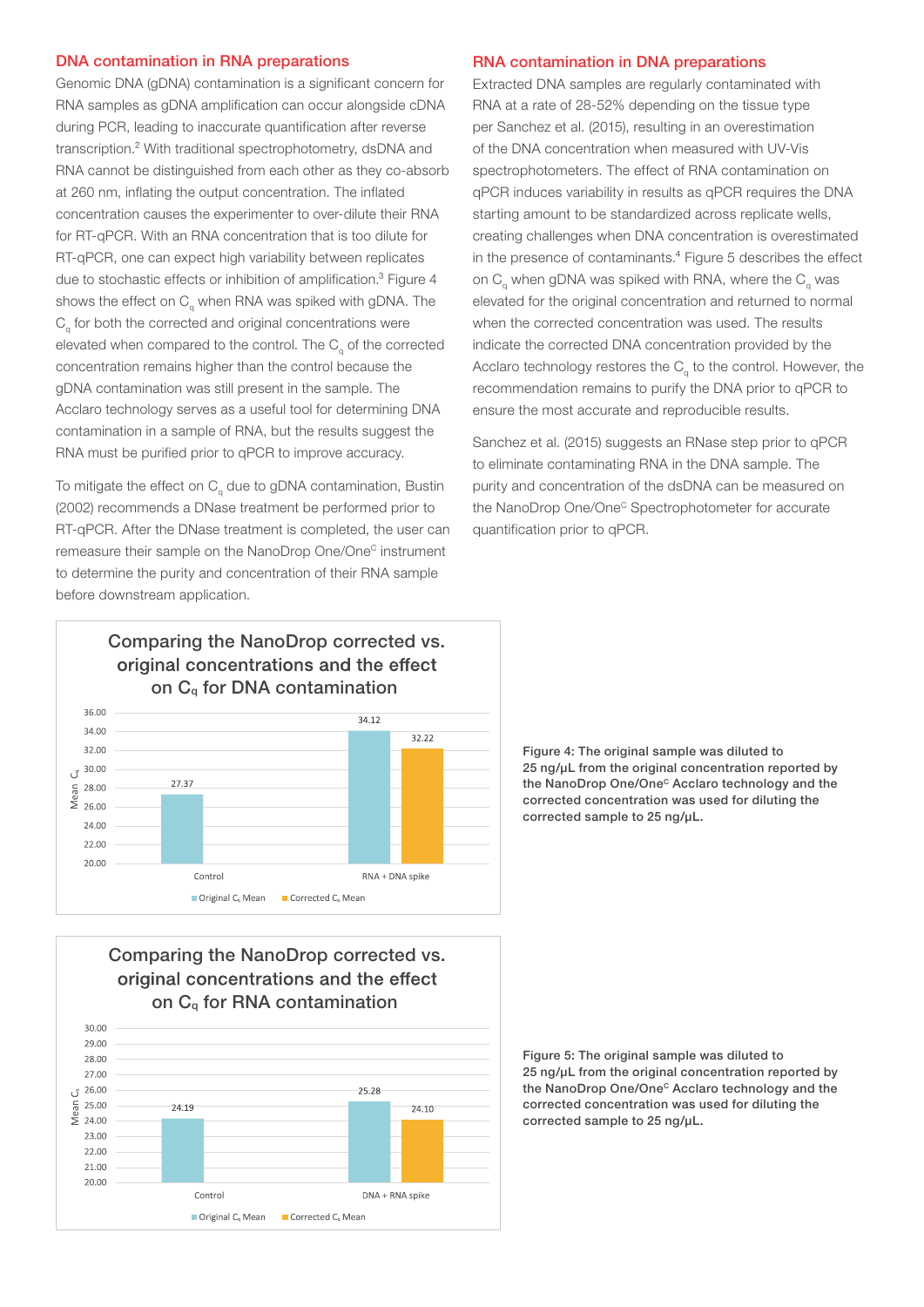## DNA contamination in RNA preparations

Genomic DNA (gDNA) contamination is a significant concern for RNA samples as gDNA amplification can occur alongside cDNA during PCR, leading to inaccurate quantification after reverse transcription.[2] With traditional spectrophotometry, dsDNA and RNA cannot be distinguished from each other as they co-absorb at 260 nm, inflating the output concentration. The inflated concentration causes the experimenter to over-dilute their RNA for RT-qPCR. With an RNA concentration that is too dilute for RT-qPCR, one can expect high variability between replicates due to stochastic effects or inhibition of amplification.[3] Figure 4 shows the effect on $C_q$ when RNA was spiked with gDNA. The $C_q$ for both the corrected and original concentrations were elevated when compared to the control. The $C_q$ of the corrected concentration remains higher than the control because the gDNA contamination was still present in the sample. The Acclaro technology serves as a useful tool for determining DNA contamination in a sample of RNA, but the results suggest the RNA must be purified prior to qPCR to improve accuracy.

To mitigate the effect on $C_q$ due to gDNA contamination, Bustin (2002) recommends a DNase treatment be performed prior to RT-qPCR. After the DNase treatment is completed, the user can remeasure their sample on the NanoDrop One/One[C] instrument to determine the purity and concentration of their RNA sample before downstream application.

## RNA contamination in DNA preparations

Extracted DNA samples are regularly contaminated with RNA at a rate of 28-52% depending on the tissue type per Sanchez et al. (2015), resulting in an overestimation of the DNA concentration when measured with UV-Vis spectrophotometers. The effect of RNA contamination on qPCR induces variability in results as qPCR requires the DNA starting amount to be standardized across replicate wells, creating challenges when DNA concentration is overestimated in the presence of contaminants.[4] Figure 5 describes the effect on $C_q$ when gDNA was spiked with RNA, where the $C_q$ was elevated for the original concentration and returned to normal when the corrected concentration was used. The results indicate the corrected DNA concentration provided by the Acclaro technology restores the $C_q$ to the control. However, the recommendation remains to purify the DNA prior to qPCR to ensure the most accurate and reproducible results.

Sanchez et al. (2015) suggests an RNase step prior to qPCR to eliminate contaminating RNA in the DNA sample. The purity and concentration of the dsDNA can be measured on the NanoDrop One/One[C] Spectrophotometer for accurate quantification prior to qPCR.

**Comparing the NanoDrop corrected vs. original concentrations and the effect on $C_q$ for DNA contamination**

| | Original $C_q$ Mean | Corrected $C_q$ Mean |
|---|---|---|
| Control | 27.37 | |
| RNA + DNA spike | 34.12 | 32.22 |

**Figure 4: The original sample was diluted to 25 ng/μL from the original concentration reported by the NanoDrop One/One[C] Acclaro technology and the corrected concentration was used for diluting the corrected sample to 25 ng/μL.**

**Comparing the NanoDrop corrected vs. original concentrations and the effect on $C_q$ for RNA contamination**

| | Original $C_q$ Mean | Corrected $C_q$ Mean |
|---|---|---|
| Control | 24.19 | |
| DNA + RNA spike | 25.28 | 24.10 |

**Figure 5: The original sample was diluted to 25 ng/μL from the original concentration reported by the NanoDrop One/One[C] Acclaro technology and the corrected concentration was used for diluting the corrected sample to 25 ng/μL.**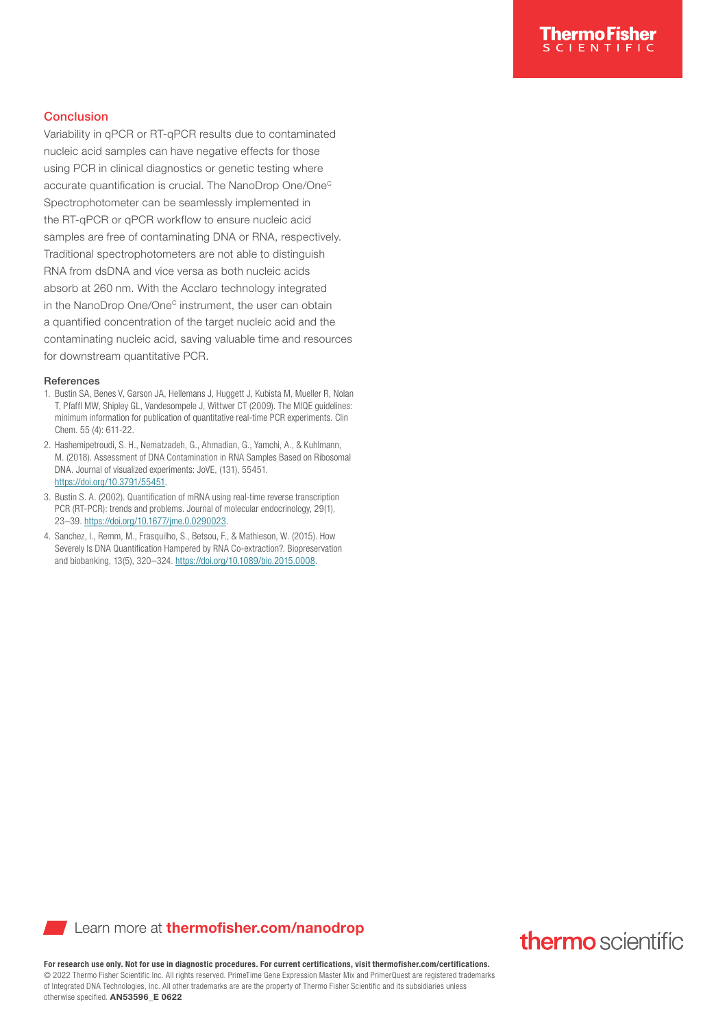## Conclusion

Variability in qPCR or RT-qPCR results due to contaminated nucleic acid samples can have negative effects for those using PCR in clinical diagnostics or genetic testing where accurate quantification is crucial. The NanoDrop One/One$^{C}$ Spectrophotometer can be seamlessly implemented in the RT-qPCR or qPCR workflow to ensure nucleic acid samples are free of contaminating DNA or RNA, respectively. Traditional spectrophotometers are not able to distinguish RNA from dsDNA and vice versa as both nucleic acids absorb at 260 nm. With the Acclaro technology integrated in the NanoDrop One/One$^{C}$ instrument, the user can obtain a quantified concentration of the target nucleic acid and the contaminating nucleic acid, saving valuable time and resources for downstream quantitative PCR.

### References

1. Bustin SA, Benes V, Garson JA, Hellemans J, Huggett J, Kubista M, Mueller R, Nolan T, Pfaffl MW, Shipley GL, Vandesompele J, Wittwer CT (2009). The MIQE guidelines: minimum information for publication of quantitative real-time PCR experiments. Clin Chem. 55 (4): 611-22.
2. Hashemipetroudi, S. H., Nematzadeh, G., Ahmadian, G., Yamchi, A., & Kuhlmann, M. (2018). Assessment of DNA Contamination in RNA Samples Based on Ribosomal DNA. Journal of visualized experiments: JoVE, (131), 55451. https://doi.org/10.3791/55451.
3. Bustin S. A. (2002). Quantification of mRNA using real-time reverse transcription PCR (RT-PCR): trends and problems. Journal of molecular endocrinology, 29(1), 23–39. https://doi.org/10.1677/jme.0.0290023.
4. Sanchez, I., Remm, M., Frasquilho, S., Betsou, F., & Mathieson, W. (2015). How Severely Is DNA Quantification Hampered by RNA Co-extraction?. Biopreservation and biobanking, 13(5), 320–324. https://doi.org/10.1089/bio.2015.0008.

Learn more at **thermofisher.com/nanodrop**

thermo scientific

**For research use only. Not for use in diagnostic procedures. For current certifications, visit thermofisher.com/certifications.**
© 2022 Thermo Fisher Scientific Inc. All rights reserved. PrimeTime Gene Expression Master Mix and PrimerQuest are registered trademarks of Integrated DNA Technologies, Inc. All other trademarks are are the property of Thermo Fisher Scientific and its subsidiaries unless otherwise specified. **AN53596_E 0622**